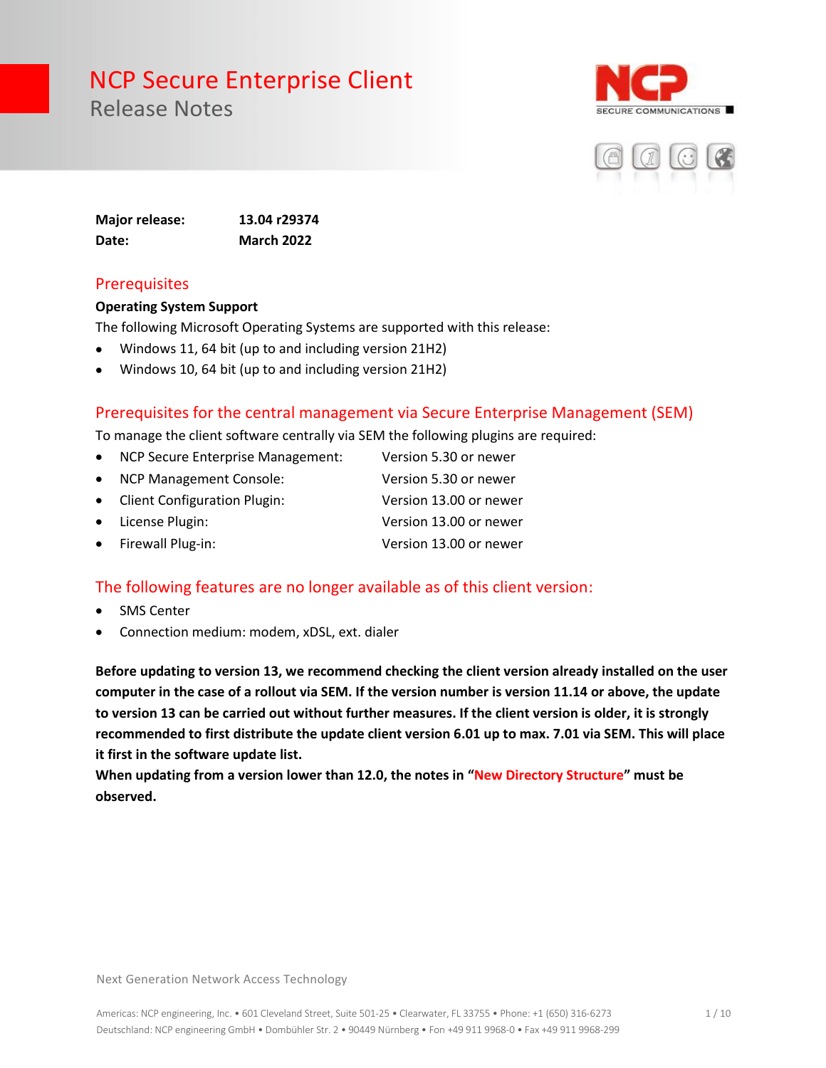# NCP Secure Enterprise Client

## Release Notes

**Major release:** **13.04 r29374**
**Date:** **March 2022**

## Prerequisites

**Operating System Support**

The following Microsoft Operating Systems are supported with this release:

- Windows 11, 64 bit (up to and including version 21H2)
- Windows 10, 64 bit (up to and including version 21H2)

## Prerequisites for the central management via Secure Enterprise Management (SEM)

To manage the client software centrally via SEM the following plugins are required:

- NCP Secure Enterprise Management: Version 5.30 or newer
- NCP Management Console: Version 5.30 or newer
- Client Configuration Plugin: Version 13.00 or newer
- License Plugin: Version 13.00 or newer
- Firewall Plug-in: Version 13.00 or newer

## The following features are no longer available as of this client version:

- SMS Center
- Connection medium: modem, xDSL, ext. dialer

**Before updating to version 13, we recommend checking the client version already installed on the user computer in the case of a rollout via SEM. If the version number is version 11.14 or above, the update to version 13 can be carried out without further measures. If the client version is older, it is strongly recommended to first distribute the update client version 6.01 up to max. 7.01 via SEM. This will place it first in the software update list.**
**When updating from a version lower than 12.0, the notes in "New Directory Structure" must be observed.**

Next Generation Network Access Technology

Americas: NCP engineering, Inc. • 601 Cleveland Street, Suite 501-25 • Clearwater, FL 33755 • Phone: +1 (650) 316-6273
Deutschland: NCP engineering GmbH • Dombühler Str. 2 • 90449 Nürnberg • Fon +49 911 9968-0 • Fax +49 911 9968-299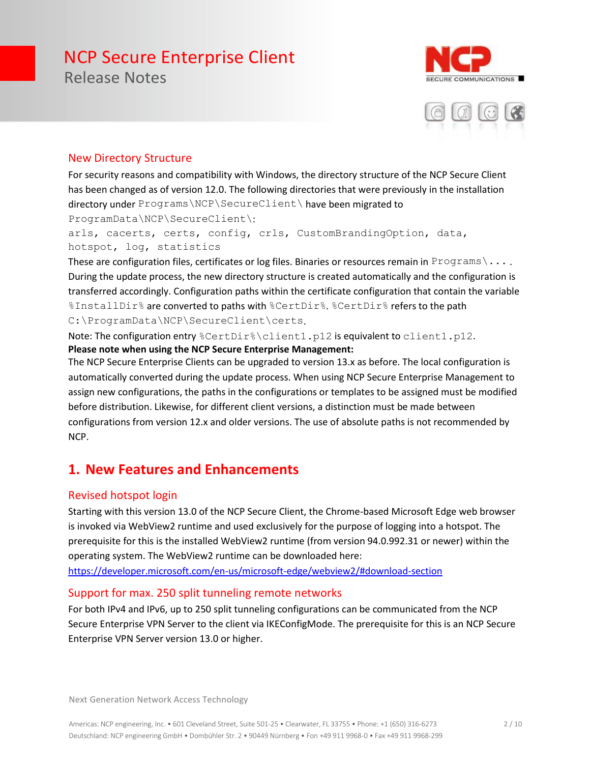## New Directory Structure

For security reasons and compatibility with Windows, the directory structure of the NCP Secure Client has been changed as of version 12.0. The following directories that were previously in the installation directory under `Programs\NCP\SecureClient\` have been migrated to `ProgramData\NCP\SecureClient\`:

`arls, cacerts, certs, config, crls, CustomBrandingOption, data, hotspot, log, statistics`

These are configuration files, certificates or log files. Binaries or resources remain in `Programs\...`. During the update process, the new directory structure is created automatically and the configuration is transferred accordingly. Configuration paths within the certificate configuration that contain the variable `%InstallDir%` are converted to paths with `%CertDir%`. `%CertDir%` refers to the path `C:\ProgramData\NCP\SecureClient\certs`.

Note: The configuration entry `%CertDir%\client1.p12` is equivalent to `client1.p12`.

**Please note when using the NCP Secure Enterprise Management:**

The NCP Secure Enterprise Clients can be upgraded to version 13.x as before. The local configuration is automatically converted during the update process. When using NCP Secure Enterprise Management to assign new configurations, the paths in the configurations or templates to be assigned must be modified before distribution. Likewise, for different client versions, a distinction must be made between configurations from version 12.x and older versions. The use of absolute paths is not recommended by NCP.

# 1. New Features and Enhancements

## Revised hotspot login

Starting with this version 13.0 of the NCP Secure Client, the Chrome-based Microsoft Edge web browser is invoked via WebView2 runtime and used exclusively for the purpose of logging into a hotspot. The prerequisite for this is the installed WebView2 runtime (from version 94.0.992.31 or newer) within the operating system. The WebView2 runtime can be downloaded here:

https://developer.microsoft.com/en-us/microsoft-edge/webview2/#download-section

## Support for max. 250 split tunneling remote networks

For both IPv4 and IPv6, up to 250 split tunneling configurations can be communicated from the NCP Secure Enterprise VPN Server to the client via IKEConfigMode. The prerequisite for this is an NCP Secure Enterprise VPN Server version 13.0 or higher.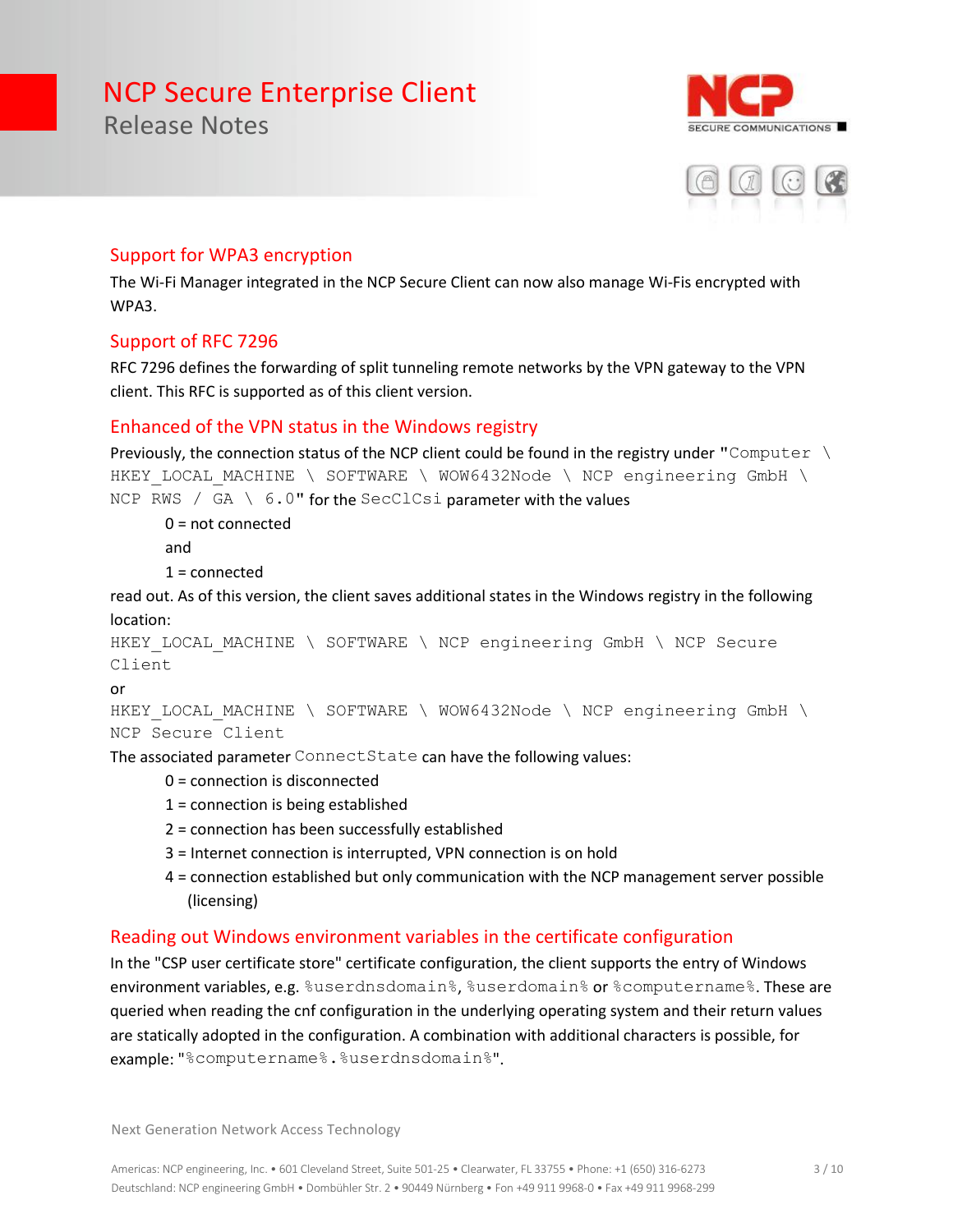## Support for WPA3 encryption

The Wi-Fi Manager integrated in the NCP Secure Client can now also manage Wi-Fis encrypted with WPA3.

## Support of RFC 7296

RFC 7296 defines the forwarding of split tunneling remote networks by the VPN gateway to the VPN client. This RFC is supported as of this client version.

## Enhanced of the VPN status in the Windows registry

Previously, the connection status of the NCP client could be found in the registry under "`Computer \ HKEY_LOCAL_MACHINE \ SOFTWARE \ WOW6432Node \ NCP engineering GmbH \ NCP RWS / GA \ 6.0`" for the `SecClCsi` parameter with the values

0 = not connected

and

1 = connected

read out. As of this version, the client saves additional states in the Windows registry in the following location:

`HKEY_LOCAL_MACHINE \ SOFTWARE \ NCP engineering GmbH \ NCP Secure Client`

or

`HKEY_LOCAL_MACHINE \ SOFTWARE \ WOW6432Node \ NCP engineering GmbH \ NCP Secure Client`

The associated parameter `ConnectState` can have the following values:

0 = connection is disconnected

1 = connection is being established

2 = connection has been successfully established

3 = Internet connection is interrupted, VPN connection is on hold

4 = connection established but only communication with the NCP management server possible (licensing)

## Reading out Windows environment variables in the certificate configuration

In the "CSP user certificate store" certificate configuration, the client supports the entry of Windows environment variables, e.g. `%userdnsdomain%`, `%userdomain%` or `%computername%`. These are queried when reading the cnf configuration in the underlying operating system and their return values are statically adopted in the configuration. A combination with additional characters is possible, for example: "`%computername%.%userdnsdomain%`".

Next Generation Network Access Technology

Americas: NCP engineering, Inc. • 601 Cleveland Street, Suite 501-25 • Clearwater, FL 33755 • Phone: +1 (650) 316-6273
Deutschland: NCP engineering GmbH • Dombühler Str. 2 • 90449 Nürnberg • Fon +49 911 9968-0 • Fax +49 911 9968-299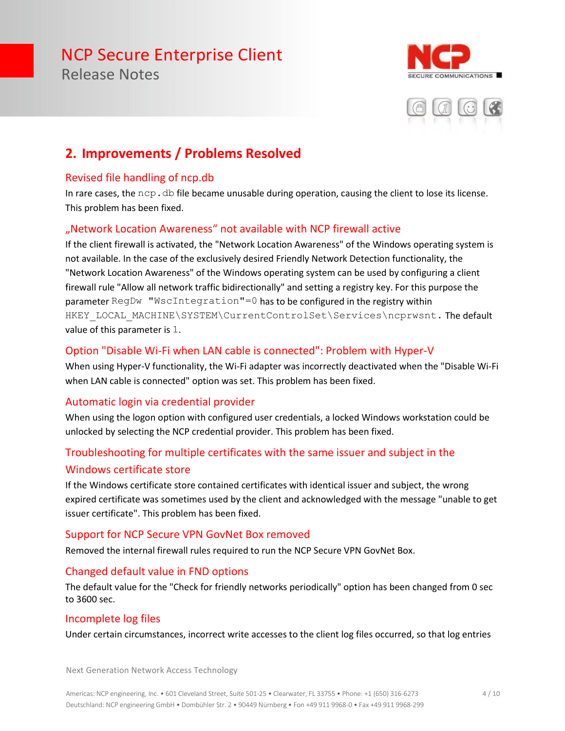## 2. Improvements / Problems Resolved

### Revised file handling of ncp.db

In rare cases, the `ncp.db` file became unusable during operation, causing the client to lose its license. This problem has been fixed.

### „Network Location Awareness“ not available with NCP firewall active

If the client firewall is activated, the "Network Location Awareness" of the Windows operating system is not available. In the case of the exclusively desired Friendly Network Detection functionality, the "Network Location Awareness" of the Windows operating system can be used by configuring a client firewall rule "Allow all network traffic bidirectionally" and setting a registry key. For this purpose the parameter `RegDw "WscIntegration"=0` has to be configured in the registry within `HKEY_LOCAL_MACHINE\SYSTEM\CurrentControlSet\Services\ncprwsnt`. The default value of this parameter is `1`.

### Option "Disable Wi-Fi when LAN cable is connected": Problem with Hyper-V

When using Hyper-V functionality, the Wi-Fi adapter was incorrectly deactivated when the "Disable Wi-Fi when LAN cable is connected" option was set. This problem has been fixed.

### Automatic login via credential provider

When using the logon option with configured user credentials, a locked Windows workstation could be unlocked by selecting the NCP credential provider. This problem has been fixed.

### Troubleshooting for multiple certificates with the same issuer and subject in the Windows certificate store

If the Windows certificate store contained certificates with identical issuer and subject, the wrong expired certificate was sometimes used by the client and acknowledged with the message "unable to get issuer certificate". This problem has been fixed.

### Support for NCP Secure VPN GovNet Box removed

Removed the internal firewall rules required to run the NCP Secure VPN GovNet Box.

### Changed default value in FND options

The default value for the "Check for friendly networks periodically" option has been changed from 0 sec to 3600 sec.

### Incomplete log files

Under certain circumstances, incorrect write accesses to the client log files occurred, so that log entries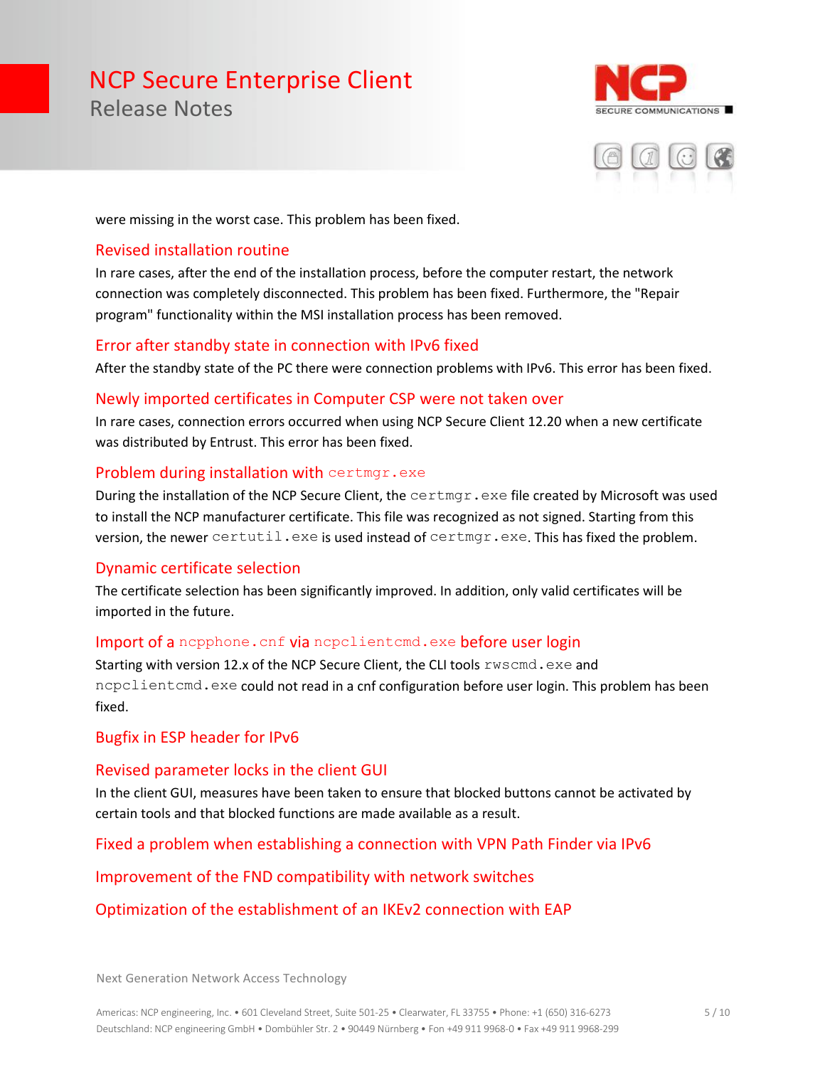were missing in the worst case. This problem has been fixed.

### Revised installation routine

In rare cases, after the end of the installation process, before the computer restart, the network connection was completely disconnected. This problem has been fixed. Furthermore, the "Repair program" functionality within the MSI installation process has been removed.

### Error after standby state in connection with IPv6 fixed

After the standby state of the PC there were connection problems with IPv6. This error has been fixed.

### Newly imported certificates in Computer CSP were not taken over

In rare cases, connection errors occurred when using NCP Secure Client 12.20 when a new certificate was distributed by Entrust. This error has been fixed.

### Problem during installation with `certmgr.exe`

During the installation of the NCP Secure Client, the `certmgr.exe` file created by Microsoft was used to install the NCP manufacturer certificate. This file was recognized as not signed. Starting from this version, the newer `certutil.exe` is used instead of `certmgr.exe`. This has fixed the problem.

### Dynamic certificate selection

The certificate selection has been significantly improved. In addition, only valid certificates will be imported in the future.

### Import of a `ncpphone.cnf` via `ncpclientcmd.exe` before user login

Starting with version 12.x of the NCP Secure Client, the CLI tools `rwscmd.exe` and `ncpclientcmd.exe` could not read in a cnf configuration before user login. This problem has been fixed.

### Bugfix in ESP header for IPv6

### Revised parameter locks in the client GUI

In the client GUI, measures have been taken to ensure that blocked buttons cannot be activated by certain tools and that blocked functions are made available as a result.

### Fixed a problem when establishing a connection with VPN Path Finder via IPv6

### Improvement of the FND compatibility with network switches

### Optimization of the establishment of an IKEv2 connection with EAP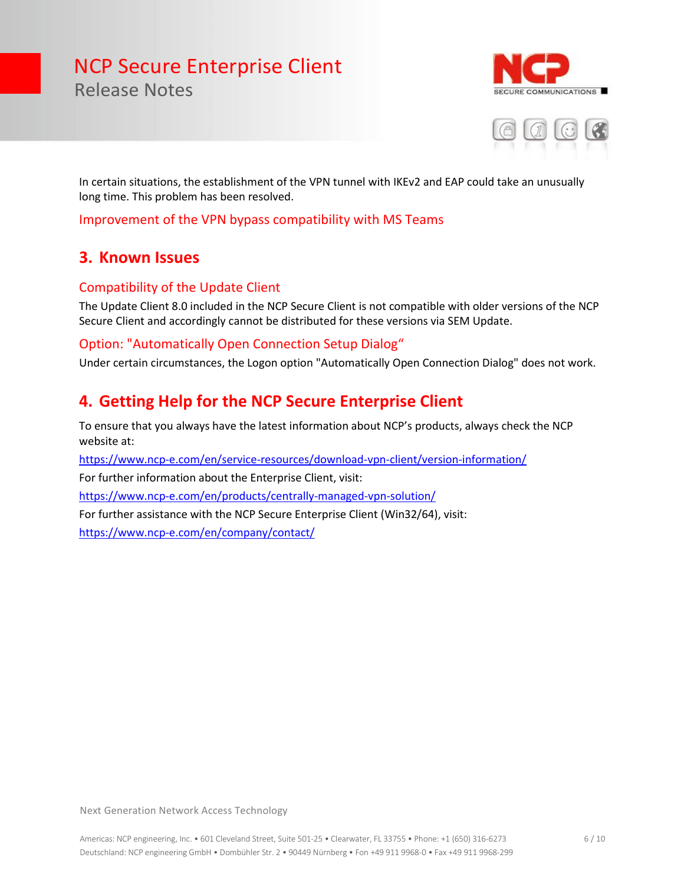In certain situations, the establishment of the VPN tunnel with IKEv2 and EAP could take an unusually long time. This problem has been resolved.

### Improvement of the VPN bypass compatibility with MS Teams

## 3. Known Issues

### Compatibility of the Update Client

The Update Client 8.0 included in the NCP Secure Client is not compatible with older versions of the NCP Secure Client and accordingly cannot be distributed for these versions via SEM Update.

### Option: "Automatically Open Connection Setup Dialog“

Under certain circumstances, the Logon option "Automatically Open Connection Dialog" does not work.

## 4. Getting Help for the NCP Secure Enterprise Client

To ensure that you always have the latest information about NCP's products, always check the NCP website at:

https://www.ncp-e.com/en/service-resources/download-vpn-client/version-information/

For further information about the Enterprise Client, visit:

https://www.ncp-e.com/en/products/centrally-managed-vpn-solution/

For further assistance with the NCP Secure Enterprise Client (Win32/64), visit:

https://www.ncp-e.com/en/company/contact/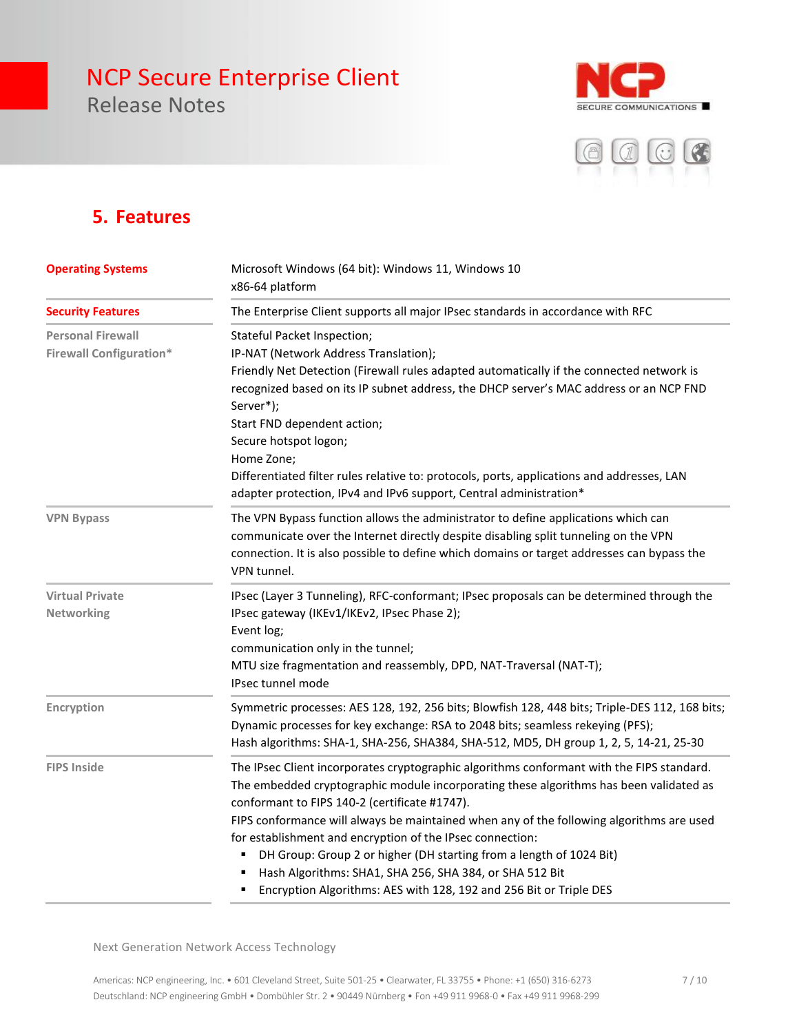## 5. Features

| | |
|---|---|
| **Operating Systems** | Microsoft Windows (64 bit): Windows 11, Windows 10<br>x86-64 platform |
| **Security Features** | The Enterprise Client supports all major IPsec standards in accordance with RFC |
| **Personal Firewall**<br>**Firewall Configuration*** | Stateful Packet Inspection;<br>IP-NAT (Network Address Translation);<br>Friendly Net Detection (Firewall rules adapted automatically if the connected network is recognized based on its IP subnet address, the DHCP server's MAC address or an NCP FND Server*);<br>Start FND dependent action;<br>Secure hotspot logon;<br>Home Zone;<br>Differentiated filter rules relative to: protocols, ports, applications and addresses, LAN adapter protection, IPv4 and IPv6 support, Central administration* |
| **VPN Bypass** | The VPN Bypass function allows the administrator to define applications which can communicate over the Internet directly despite disabling split tunneling on the VPN connection. It is also possible to define which domains or target addresses can bypass the VPN tunnel. |
| **Virtual Private Networking** | IPsec (Layer 3 Tunneling), RFC-conformant; IPsec proposals can be determined through the IPsec gateway (IKEv1/IKEv2, IPsec Phase 2);<br>Event log;<br>communication only in the tunnel;<br>MTU size fragmentation and reassembly, DPD, NAT-Traversal (NAT-T);<br>IPsec tunnel mode |
| **Encryption** | Symmetric processes: AES 128, 192, 256 bits; Blowfish 128, 448 bits; Triple-DES 112, 168 bits;<br>Dynamic processes for key exchange: RSA to 2048 bits; seamless rekeying (PFS);<br>Hash algorithms: SHA-1, SHA-256, SHA384, SHA-512, MD5, DH group 1, 2, 5, 14-21, 25-30 |
| **FIPS Inside** | The IPsec Client incorporates cryptographic algorithms conformant with the FIPS standard. The embedded cryptographic module incorporating these algorithms has been validated as conformant to FIPS 140-2 (certificate #1747).<br>FIPS conformance will always be maintained when any of the following algorithms are used for establishment and encryption of the IPsec connection:<br>▪ DH Group: Group 2 or higher (DH starting from a length of 1024 Bit)<br>▪ Hash Algorithms: SHA1, SHA 256, SHA 384, or SHA 512 Bit<br>▪ Encryption Algorithms: AES with 128, 192 and 256 Bit or Triple DES |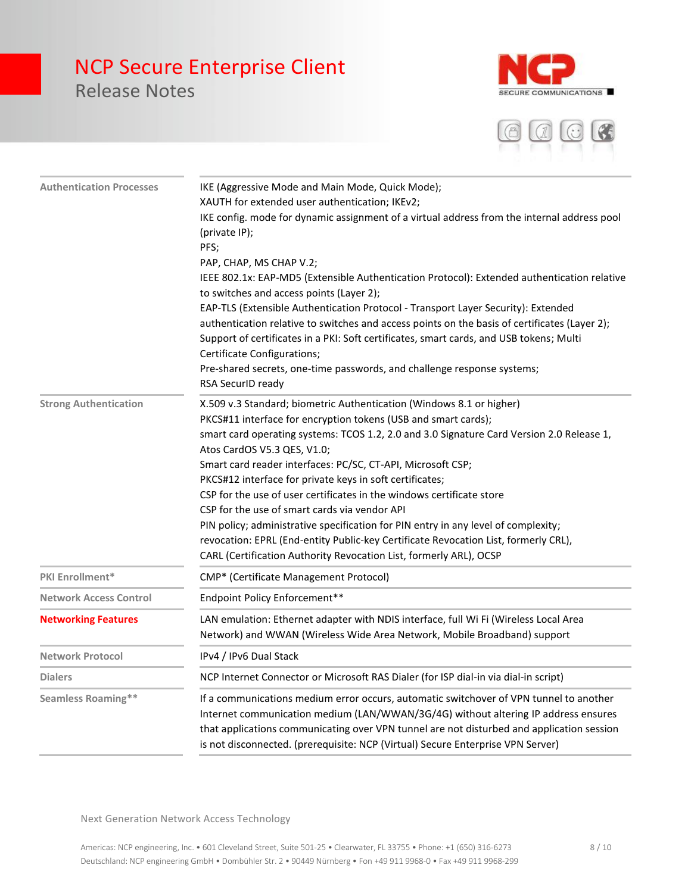| | |
|---|---|
| Authentication Processes | IKE (Aggressive Mode and Main Mode, Quick Mode);<br>XAUTH for extended user authentication; IKEv2;<br>IKE config. mode for dynamic assignment of a virtual address from the internal address pool (private IP);<br>PFS;<br>PAP, CHAP, MS CHAP V.2;<br>IEEE 802.1x: EAP-MD5 (Extensible Authentication Protocol): Extended authentication relative to switches and access points (Layer 2);<br>EAP-TLS (Extensible Authentication Protocol - Transport Layer Security): Extended authentication relative to switches and access points on the basis of certificates (Layer 2);<br>Support of certificates in a PKI: Soft certificates, smart cards, and USB tokens; Multi Certificate Configurations;<br>Pre-shared secrets, one-time passwords, and challenge response systems;<br>RSA SecurID ready |
| Strong Authentication | X.509 v.3 Standard; biometric Authentication (Windows 8.1 or higher)<br>PKCS#11 interface for encryption tokens (USB and smart cards);<br>smart card operating systems: TCOS 1.2, 2.0 and 3.0 Signature Card Version 2.0 Release 1, Atos CardOS V5.3 QES, V1.0;<br>Smart card reader interfaces: PC/SC, CT-API, Microsoft CSP;<br>PKCS#12 interface for private keys in soft certificates;<br>CSP for the use of user certificates in the windows certificate store<br>CSP for the use of smart cards via vendor API<br>PIN policy; administrative specification for PIN entry in any level of complexity;<br>revocation: EPRL (End-entity Public-key Certificate Revocation List, formerly CRL), CARL (Certification Authority Revocation List, formerly ARL), OCSP |
| PKI Enrollment* | CMP* (Certificate Management Protocol) |
| Network Access Control | Endpoint Policy Enforcement** |
| Networking Features | LAN emulation: Ethernet adapter with NDIS interface, full Wi Fi (Wireless Local Area Network) and WWAN (Wireless Wide Area Network, Mobile Broadband) support |
| Network Protocol | IPv4 / IPv6 Dual Stack |
| Dialers | NCP Internet Connector or Microsoft RAS Dialer (for ISP dial-in via dial-in script) |
| Seamless Roaming** | If a communications medium error occurs, automatic switchover of VPN tunnel to another Internet communication medium (LAN/WWAN/3G/4G) without altering IP address ensures that applications communicating over VPN tunnel are not disturbed and application session is not disconnected. (prerequisite: NCP (Virtual) Secure Enterprise VPN Server) |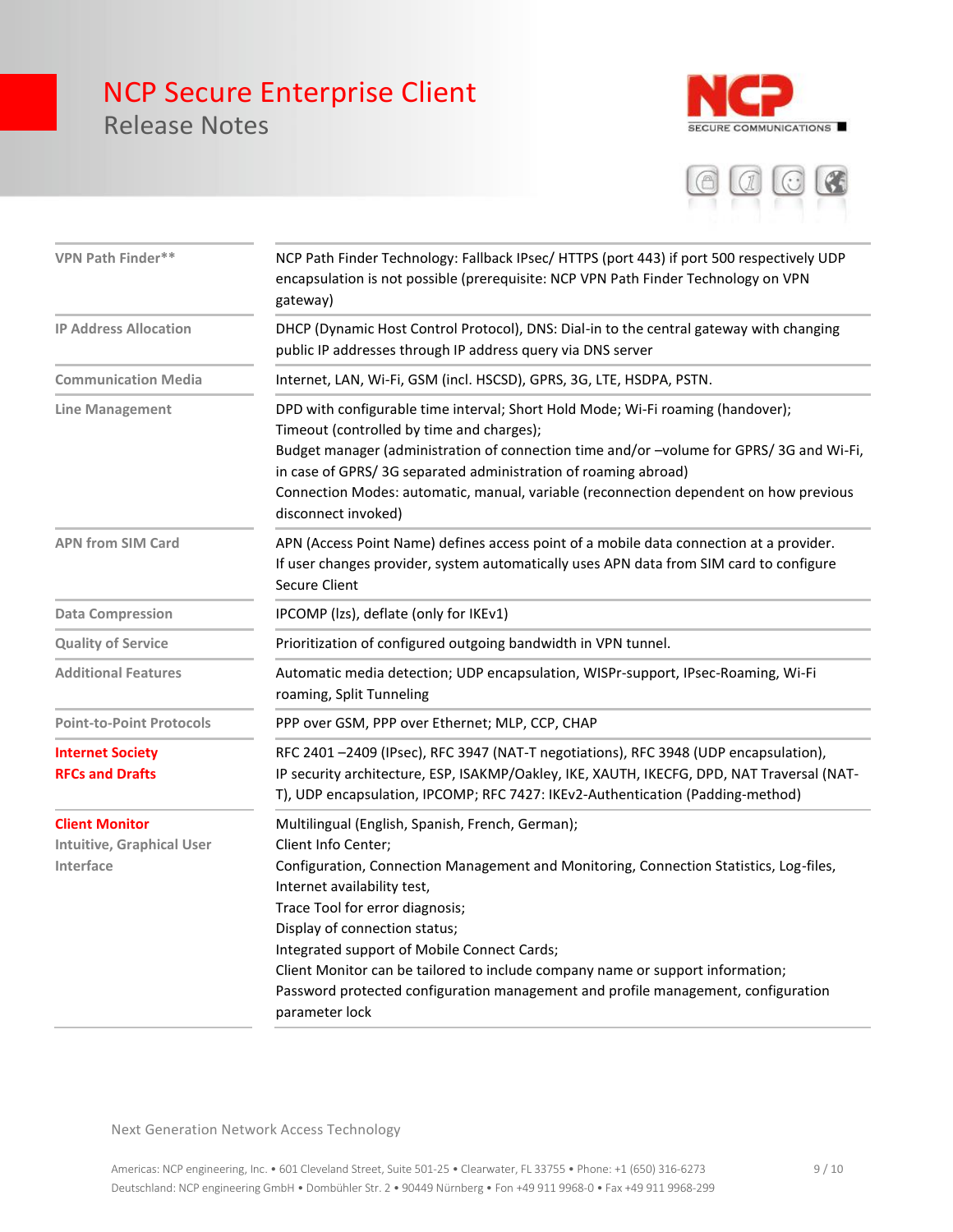| | |
|---|---|
| VPN Path Finder** | NCP Path Finder Technology: Fallback IPsec/ HTTPS (port 443) if port 500 respectively UDP encapsulation is not possible (prerequisite: NCP VPN Path Finder Technology on VPN gateway) |
| IP Address Allocation | DHCP (Dynamic Host Control Protocol), DNS: Dial-in to the central gateway with changing public IP addresses through IP address query via DNS server |
| Communication Media | Internet, LAN, Wi-Fi, GSM (incl. HSCSD), GPRS, 3G, LTE, HSDPA, PSTN. |
| Line Management | DPD with configurable time interval; Short Hold Mode; Wi-Fi roaming (handover);<br>Timeout (controlled by time and charges);<br>Budget manager (administration of connection time and/or –volume for GPRS/ 3G and Wi-Fi, in case of GPRS/ 3G separated administration of roaming abroad)<br>Connection Modes: automatic, manual, variable (reconnection dependent on how previous disconnect invoked) |
| APN from SIM Card | APN (Access Point Name) defines access point of a mobile data connection at a provider.<br>If user changes provider, system automatically uses APN data from SIM card to configure Secure Client |
| Data Compression | IPCOMP (lzs), deflate (only for IKEv1) |
| Quality of Service | Prioritization of configured outgoing bandwidth in VPN tunnel. |
| Additional Features | Automatic media detection; UDP encapsulation, WISPr-support, IPsec-Roaming, Wi-Fi roaming, Split Tunneling |
| Point-to-Point Protocols | PPP over GSM, PPP over Ethernet; MLP, CCP, CHAP |
| **Internet Society RFCs and Drafts** | RFC 2401 –2409 (IPsec), RFC 3947 (NAT-T negotiations), RFC 3948 (UDP encapsulation), IP security architecture, ESP, ISAKMP/Oakley, IKE, XAUTH, IKECFG, DPD, NAT Traversal (NAT-T), UDP encapsulation, IPCOMP; RFC 7427: IKEv2-Authentication (Padding-method) |
| **Client Monitor**<br>Intuitive, Graphical User Interface | Multilingual (English, Spanish, French, German);<br>Client Info Center;<br>Configuration, Connection Management and Monitoring, Connection Statistics, Log-files, Internet availability test,<br>Trace Tool for error diagnosis;<br>Display of connection status;<br>Integrated support of Mobile Connect Cards;<br>Client Monitor can be tailored to include company name or support information;<br>Password protected configuration management and profile management, configuration parameter lock |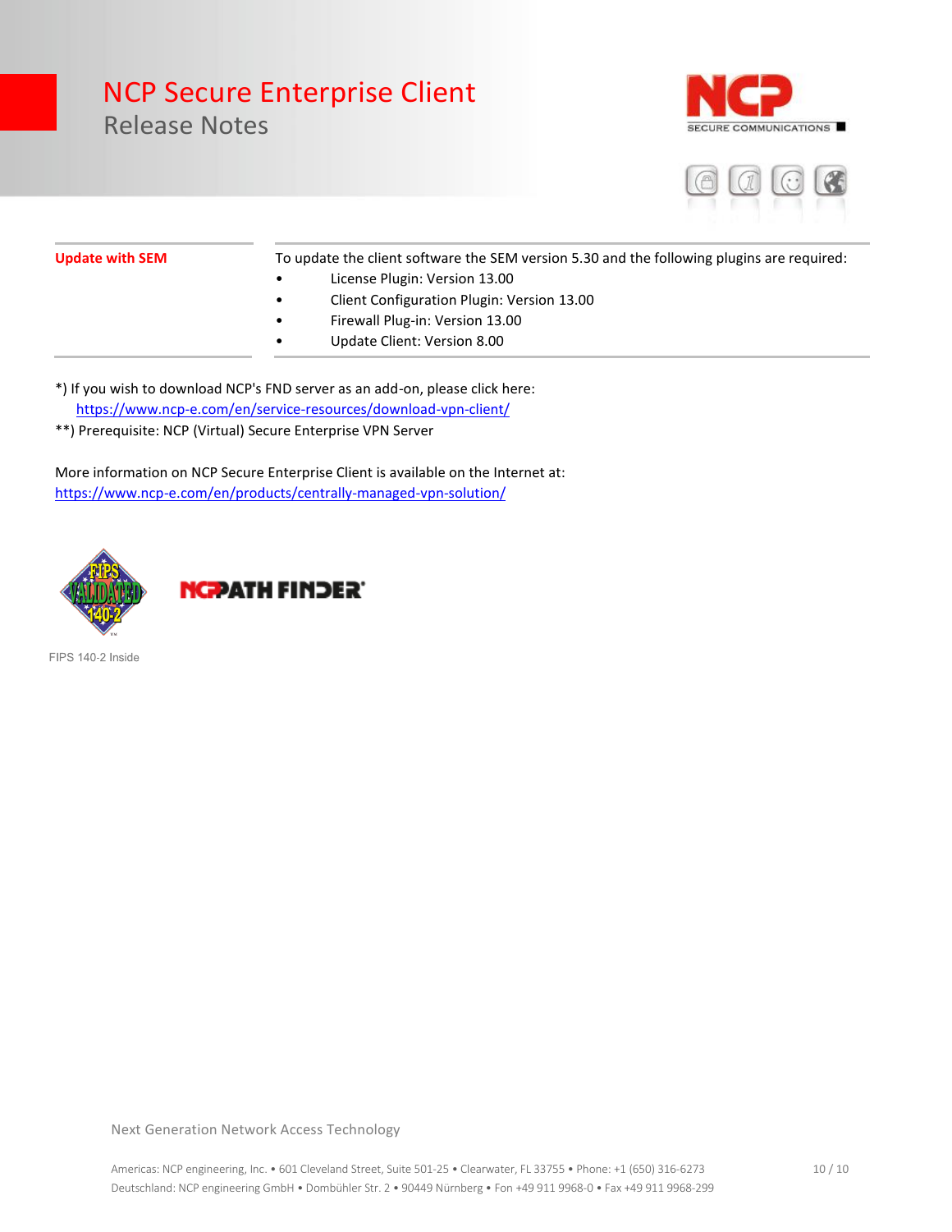| | |
|---|---|
| **Update with SEM** | To update the client software the SEM version 5.30 and the following plugins are required:<br>• License Plugin: Version 13.00<br>• Client Configuration Plugin: Version 13.00<br>• Firewall Plug-in: Version 13.00<br>• Update Client: Version 8.00 |

*) If you wish to download NCP's FND server as an add-on, please click here:
https://www.ncp-e.com/en/service-resources/download-vpn-client/

**) Prerequisite: NCP (Virtual) Secure Enterprise VPN Server

More information on NCP Secure Enterprise Client is available on the Internet at:
https://www.ncp-e.com/en/products/centrally-managed-vpn-solution/

FIPS 140-2 Inside

Next Generation Network Access Technology

Americas: NCP engineering, Inc. • 601 Cleveland Street, Suite 501-25 • Clearwater, FL 33755 • Phone: +1 (650) 316-6273
Deutschland: NCP engineering GmbH • Dombühler Str. 2 • 90449 Nürnberg • Fon +49 911 9968-0 • Fax +49 911 9968-299